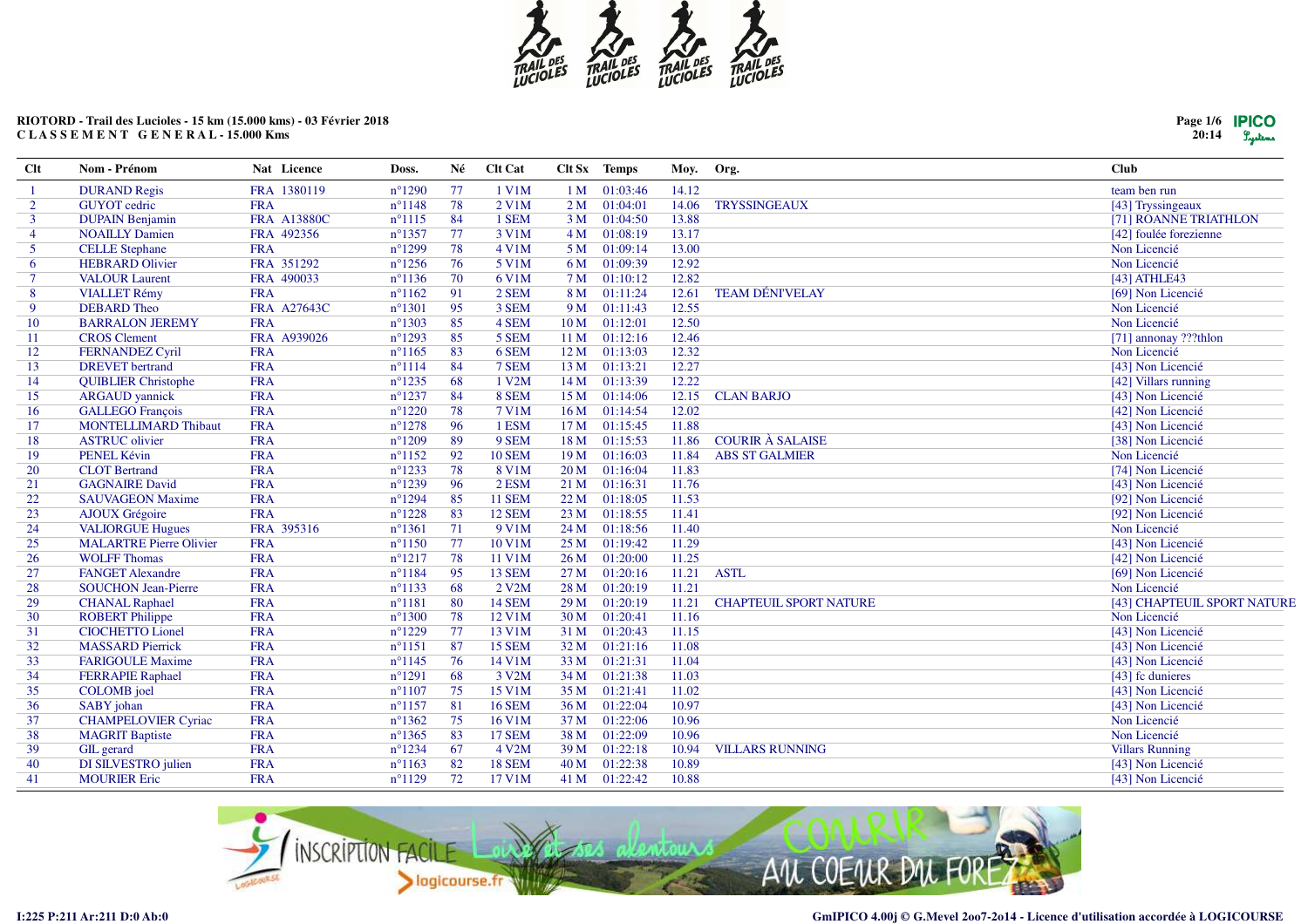RIOTORD - Trail des Lucioles - 15 km (15.000 kms) - 03 Février 2018
CLASSEMENT GENERAL - 15.000 Kms

| Clt | Nom - Prénom | Nat | Licence | Doss. | Né | Clt Cat | Clt Sx | Temps | Moy. | Org. | Club |
|---|---|---|---|---|---|---|---|---|---|---|---|
| 1 | DURAND Regis | FRA | 1380119 | n°1290 | 77 | 1 V1M | 1 M | 01:03:46 | 14.12 | | team ben run |
| 2 | GUYOT cedric | FRA | | n°1148 | 78 | 2 V1M | 2 M | 01:04:01 | 14.06 | TRYSSINGEAUX | [43] Tryssingeaux |
| 3 | DUPAIN Benjamin | FRA | A13880C | n°1115 | 84 | 1 SEM | 3 M | 01:04:50 | 13.88 | | [71] ROANNE TRIATHLON |
| 4 | NOAILLY Damien | FRA | 492356 | n°1357 | 77 | 3 V1M | 4 M | 01:08:19 | 13.17 | | [42] foulée forezienne |
| 5 | CELLE Stephane | FRA | | n°1299 | 78 | 4 V1M | 5 M | 01:09:14 | 13.00 | | Non Licencié |
| 6 | HEBRARD Olivier | FRA | 351292 | n°1256 | 76 | 5 V1M | 6 M | 01:09:39 | 12.92 | | Non Licencié |
| 7 | VALOUR Laurent | FRA | 490033 | n°1136 | 70 | 6 V1M | 7 M | 01:10:12 | 12.82 | | [43] ATHLE43 |
| 8 | VIALLET Rémy | FRA | | n°1162 | 91 | 2 SEM | 8 M | 01:11:24 | 12.61 | TEAM DÉNI'VELAY | [69] Non Licencié |
| 9 | DEBARD Theo | FRA | A27643C | n°1301 | 95 | 3 SEM | 9 M | 01:11:43 | 12.55 | | Non Licencié |
| 10 | BARRALON JEREMY | FRA | | n°1303 | 85 | 4 SEM | 10 M | 01:12:01 | 12.50 | | Non Licencié |
| 11 | CROS Clement | FRA | A939026 | n°1293 | 85 | 5 SEM | 11 M | 01:12:16 | 12.46 | | [71] annonay ???thlon |
| 12 | FERNANDEZ Cyril | FRA | | n°1165 | 83 | 6 SEM | 12 M | 01:13:03 | 12.32 | | Non Licencié |
| 13 | DREVET bertrand | FRA | | n°1114 | 84 | 7 SEM | 13 M | 01:13:21 | 12.27 | | [43] Non Licencié |
| 14 | QUIBLIER Christophe | FRA | | n°1235 | 68 | 1 V2M | 14 M | 01:13:39 | 12.22 | | [42] Villars running |
| 15 | ARGAUD yannick | FRA | | n°1237 | 84 | 8 SEM | 15 M | 01:14:06 | 12.15 | CLAN BARJO | [43] Non Licencié |
| 16 | GALLEGO François | FRA | | n°1220 | 78 | 7 V1M | 16 M | 01:14:54 | 12.02 | | [42] Non Licencié |
| 17 | MONTELLIMARD Thibaut | FRA | | n°1278 | 96 | 1 ESM | 17 M | 01:15:45 | 11.88 | | [43] Non Licencié |
| 18 | ASTRUC olivier | FRA | | n°1209 | 89 | 9 SEM | 18 M | 01:15:53 | 11.86 | COURIR À SALAISE | [38] Non Licencié |
| 19 | PENEL Kévin | FRA | | n°1152 | 92 | 10 SEM | 19 M | 01:16:03 | 11.84 | ABS ST GALMIER | Non Licencié |
| 20 | CLOT Bertrand | FRA | | n°1233 | 78 | 8 V1M | 20 M | 01:16:04 | 11.83 | | [74] Non Licencié |
| 21 | GAGNAIRE David | FRA | | n°1239 | 96 | 2 ESM | 21 M | 01:16:31 | 11.76 | | [43] Non Licencié |
| 22 | SAUVAGEON Maxime | FRA | | n°1294 | 85 | 11 SEM | 22 M | 01:18:05 | 11.53 | | [92] Non Licencié |
| 23 | AJOUX Grégoire | FRA | | n°1228 | 83 | 12 SEM | 23 M | 01:18:55 | 11.41 | | [92] Non Licencié |
| 24 | VALIORGUE Hugues | FRA | 395316 | n°1361 | 71 | 9 V1M | 24 M | 01:18:56 | 11.40 | | Non Licencié |
| 25 | MALARTRE Pierre Olivier | FRA | | n°1150 | 77 | 10 V1M | 25 M | 01:19:42 | 11.29 | | [43] Non Licencié |
| 26 | WOLFF Thomas | FRA | | n°1217 | 78 | 11 V1M | 26 M | 01:20:00 | 11.25 | | [42] Non Licencié |
| 27 | FANGET Alexandre | FRA | | n°1184 | 95 | 13 SEM | 27 M | 01:20:16 | 11.21 | ASTL | [69] Non Licencié |
| 28 | SOUCHON Jean-Pierre | FRA | | n°1133 | 68 | 2 V2M | 28 M | 01:20:19 | 11.21 | | Non Licencié |
| 29 | CHANAL Raphael | FRA | | n°1181 | 80 | 14 SEM | 29 M | 01:20:19 | 11.21 | CHAPTEUIL SPORT NATURE | [43] CHAPTEUIL SPORT NATURE |
| 30 | ROBERT Philippe | FRA | | n°1300 | 78 | 12 V1M | 30 M | 01:20:41 | 11.16 | | Non Licencié |
| 31 | CIOCHETTO Lionel | FRA | | n°1229 | 77 | 13 V1M | 31 M | 01:20:43 | 11.15 | | [43] Non Licencié |
| 32 | MASSARD Pierrick | FRA | | n°1151 | 87 | 15 SEM | 32 M | 01:21:16 | 11.08 | | [43] Non Licencié |
| 33 | FARIGOULE Maxime | FRA | | n°1145 | 76 | 14 V1M | 33 M | 01:21:31 | 11.04 | | [43] Non Licencié |
| 34 | FERRAPIE Raphael | FRA | | n°1291 | 68 | 3 V2M | 34 M | 01:21:38 | 11.03 | | [43] fc dunieres |
| 35 | COLOMB joel | FRA | | n°1107 | 75 | 15 V1M | 35 M | 01:21:41 | 11.02 | | [43] Non Licencié |
| 36 | SABY johan | FRA | | n°1157 | 81 | 16 SEM | 36 M | 01:22:04 | 10.97 | | [43] Non Licencié |
| 37 | CHAMPELOVIER Cyriac | FRA | | n°1362 | 75 | 16 V1M | 37 M | 01:22:06 | 10.96 | | Non Licencié |
| 38 | MAGRIT Baptiste | FRA | | n°1365 | 83 | 17 SEM | 38 M | 01:22:09 | 10.96 | | Non Licencié |
| 39 | GIL gerard | FRA | | n°1234 | 67 | 4 V2M | 39 M | 01:22:18 | 10.94 | VILLARS RUNNING | Villars Running |
| 40 | DI SILVESTRO julien | FRA | | n°1163 | 82 | 18 SEM | 40 M | 01:22:38 | 10.89 | | [43] Non Licencié |
| 41 | MOURIER Eric | FRA | | n°1129 | 72 | 17 V1M | 41 M | 01:22:42 | 10.88 | | [43] Non Licencié |

I:225 P:211 Ar:211 D:0 Ab:0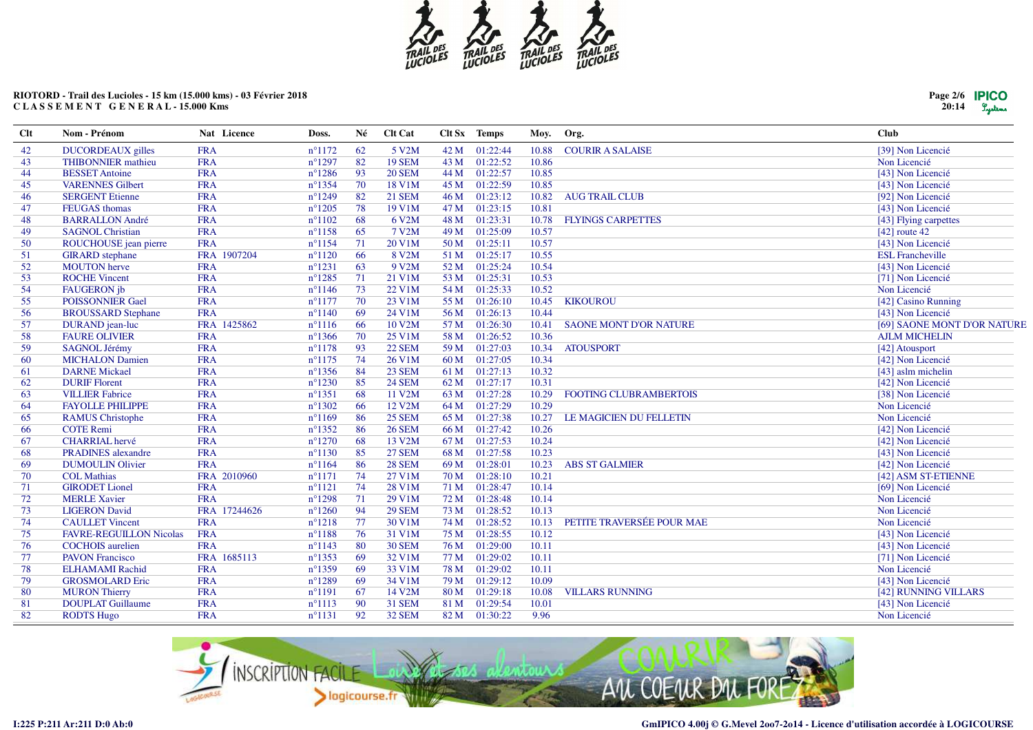RIOTORD - Trail des Lucioles - 15 km (15.000 kms) - 03 Février 2018
CLASSEMENT GENERAL - 15.000 Kms

| Clt | Nom - Prénom | Nat | Licence | Doss. | Né | Clt Cat | Clt Sx | Temps | Moy. | Org. | Club |
|---|---|---|---|---|---|---|---|---|---|---|---|
| 42 | DUCORDEAUX gilles | FRA | | n°1172 | 62 | 5 V2M | 42 M | 01:22:44 | 10.88 | COURIR A SALAISE | [39] Non Licencié |
| 43 | THIBONNIER mathieu | FRA | | n°1297 | 82 | 19 SEM | 43 M | 01:22:52 | 10.86 | | Non Licencié |
| 44 | BESSET Antoine | FRA | | n°1286 | 93 | 20 SEM | 44 M | 01:22:57 | 10.85 | | [43] Non Licencié |
| 45 | VARENNES Gilbert | FRA | | n°1354 | 70 | 18 V1M | 45 M | 01:22:59 | 10.85 | | [43] Non Licencié |
| 46 | SERGENT Etienne | FRA | | n°1249 | 82 | 21 SEM | 46 M | 01:23:12 | 10.82 | AUG TRAIL CLUB | [92] Non Licencié |
| 47 | FEUGAS thomas | FRA | | n°1205 | 78 | 19 V1M | 47 M | 01:23:15 | 10.81 | | [43] Non Licencié |
| 48 | BARRALLON André | FRA | | n°1102 | 68 | 6 V2M | 48 M | 01:23:31 | 10.78 | FLYINGS CARPETTES | [43] Flying carpettes |
| 49 | SAGNOL Christian | FRA | | n°1158 | 65 | 7 V2M | 49 M | 01:25:09 | 10.57 | | [42] route 42 |
| 50 | ROUCHOUSE jean pierre | FRA | | n°1154 | 71 | 20 V1M | 50 M | 01:25:11 | 10.57 | | [43] Non Licencié |
| 51 | GIRARD stephane | FRA | 1907204 | n°1120 | 66 | 8 V2M | 51 M | 01:25:17 | 10.55 | | ESL Francheville |
| 52 | MOUTON herve | FRA | | n°1231 | 63 | 9 V2M | 52 M | 01:25:24 | 10.54 | | [43] Non Licencié |
| 53 | ROCHE Vincent | FRA | | n°1285 | 71 | 21 V1M | 53 M | 01:25:31 | 10.53 | | [71] Non Licencié |
| 54 | FAUGERON jb | FRA | | n°1146 | 73 | 22 V1M | 54 M | 01:25:33 | 10.52 | | Non Licencié |
| 55 | POISSONNIER Gael | FRA | | n°1177 | 70 | 23 V1M | 55 M | 01:26:10 | 10.45 | KIKOUROU | [42] Casino Running |
| 56 | BROUSSARD Stephane | FRA | | n°1140 | 69 | 24 V1M | 56 M | 01:26:13 | 10.44 | | [43] Non Licencié |
| 57 | DURAND jean-luc | FRA | 1425862 | n°1116 | 66 | 10 V2M | 57 M | 01:26:30 | 10.41 | SAONE MONT D'OR NATURE | [69] SAONE MONT D'OR NATURE |
| 58 | FAURE OLIVIER | FRA | | n°1366 | 70 | 25 V1M | 58 M | 01:26:52 | 10.36 | | AJLM MICHELIN |
| 59 | SAGNOL Jérémy | FRA | | n°1178 | 93 | 22 SEM | 59 M | 01:27:03 | 10.34 | ATOUSPORT | [42] Atousport |
| 60 | MICHALON Damien | FRA | | n°1175 | 74 | 26 V1M | 60 M | 01:27:05 | 10.34 | | [42] Non Licencié |
| 61 | DARNE Mickael | FRA | | n°1356 | 84 | 23 SEM | 61 M | 01:27:13 | 10.32 | | [43] aslm michelin |
| 62 | DURIF Florent | FRA | | n°1230 | 85 | 24 SEM | 62 M | 01:27:17 | 10.31 | | [42] Non Licencié |
| 63 | VILLIER Fabrice | FRA | | n°1351 | 68 | 11 V2M | 63 M | 01:27:28 | 10.29 | FOOTING CLUBRAMBERTOIS | [38] Non Licencié |
| 64 | FAYOLLE PHILIPPE | FRA | | n°1302 | 66 | 12 V2M | 64 M | 01:27:29 | 10.29 | | Non Licencié |
| 65 | RAMUS Christophe | FRA | | n°1169 | 86 | 25 SEM | 65 M | 01:27:38 | 10.27 | LE MAGICIEN DU FELLETIN | Non Licencié |
| 66 | COTE Remi | FRA | | n°1352 | 86 | 26 SEM | 66 M | 01:27:42 | 10.26 | | [42] Non Licencié |
| 67 | CHARRIAL hervé | FRA | | n°1270 | 68 | 13 V2M | 67 M | 01:27:53 | 10.24 | | [42] Non Licencié |
| 68 | PRADINES alexandre | FRA | | n°1130 | 85 | 27 SEM | 68 M | 01:27:58 | 10.23 | | [43] Non Licencié |
| 69 | DUMOULIN Olivier | FRA | | n°1164 | 86 | 28 SEM | 69 M | 01:28:01 | 10.23 | ABS ST GALMIER | [42] Non Licencié |
| 70 | COL Mathias | FRA | 2010960 | n°1171 | 74 | 27 V1M | 70 M | 01:28:10 | 10.21 | | [42] ASM ST-ETIENNE |
| 71 | GIRODET Lionel | FRA | | n°1121 | 74 | 28 V1M | 71 M | 01:28:47 | 10.14 | | [69] Non Licencié |
| 72 | MERLE Xavier | FRA | | n°1298 | 71 | 29 V1M | 72 M | 01:28:48 | 10.14 | | Non Licencié |
| 73 | LIGERON David | FRA | 17244626 | n°1260 | 94 | 29 SEM | 73 M | 01:28:52 | 10.13 | | Non Licencié |
| 74 | CAULLET Vincent | FRA | | n°1218 | 77 | 30 V1M | 74 M | 01:28:52 | 10.13 | PETITE TRAVERSÉE POUR MAE | Non Licencié |
| 75 | FAVRE-REGUILLON Nicolas | FRA | | n°1188 | 76 | 31 V1M | 75 M | 01:28:55 | 10.12 | | [43] Non Licencié |
| 76 | COCHOIS aurelien | FRA | | n°1143 | 80 | 30 SEM | 76 M | 01:29:00 | 10.11 | | [43] Non Licencié |
| 77 | PAVON Francisco | FRA | 1685113 | n°1353 | 69 | 32 V1M | 77 M | 01:29:02 | 10.11 | | [71] Non Licencié |
| 78 | ELHAMAMI Rachid | FRA | | n°1359 | 69 | 33 V1M | 78 M | 01:29:02 | 10.11 | | Non Licencié |
| 79 | GROSMOLARD Eric | FRA | | n°1289 | 69 | 34 V1M | 79 M | 01:29:12 | 10.09 | | [43] Non Licencié |
| 80 | MURON Thierry | FRA | | n°1191 | 67 | 14 V2M | 80 M | 01:29:18 | 10.08 | VILLARS RUNNING | [42] RUNNING VILLARS |
| 81 | DOUPLAT Guillaume | FRA | | n°1113 | 90 | 31 SEM | 81 M | 01:29:54 | 10.01 | | [43] Non Licencié |
| 82 | RODTS Hugo | FRA | | n°1131 | 92 | 32 SEM | 82 M | 01:30:22 | 9.96 | | Non Licencié |

I:225 P:211 Ar:211 D:0 Ab:0

GmIPICO 4.00j © G.Mevel 2oo7-2o14 - Licence d'utilisation accordée à LOGICOURSE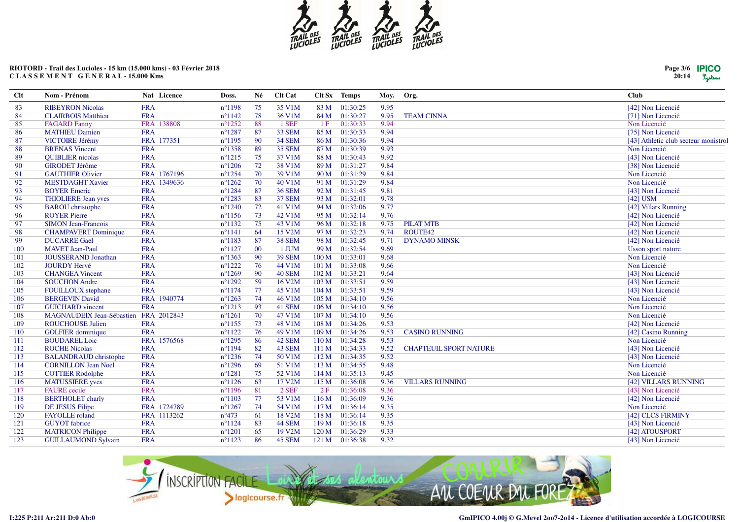RIOTORD - Trail des Lucioles - 15 km (15.000 kms) - 03 Février 2018
C L A S S E M E N T   G E N E R A L - 15.000 Kms

| Clt | Nom - Prénom | Nat | Licence | Doss. | Né | Clt Cat | Clt Sx | Temps | Moy. | Org. | Club |
|---|---|---|---|---|---|---|---|---|---|---|---|
| 83 | RIBEYRON Nicolas | FRA | | n°1198 | 75 | 35 V1M | 83 M | 01:30:25 | 9.95 | | [42] Non Licencié |
| 84 | CLAIRBOIS Matthieu | FRA | | n°1142 | 78 | 36 V1M | 84 M | 01:30:27 | 9.95 | TEAM CINNA | [71] Non Licencié |
| 85 | FAGARD Fanny | FRA | 138808 | n°1252 | 88 | 1 SEF | 1 F | 01:30:33 | 9.94 | | Non Licencié |
| 86 | MATHIEU Damien | FRA | | n°1287 | 87 | 33 SEM | 85 M | 01:30:33 | 9.94 | | [75] Non Licencié |
| 87 | VICTOIRE Jérémy | FRA | 177351 | n°1195 | 90 | 34 SEM | 86 M | 01:30:36 | 9.94 | | [43] Athletic club secteur monistrol |
| 88 | BRENAS Vincent | FRA | | n°1358 | 89 | 35 SEM | 87 M | 01:30:39 | 9.93 | | Non Licencié |
| 89 | QUIBLIER nicolas | FRA | | n°1215 | 75 | 37 V1M | 88 M | 01:30:43 | 9.92 | | [43] Non Licencié |
| 90 | GIRODET Jérôme | FRA | | n°1206 | 72 | 38 V1M | 89 M | 01:31:27 | 9.84 | | [38] Non Licencié |
| 91 | GAUTHIER Olivier | FRA | 1767196 | n°1254 | 70 | 39 V1M | 90 M | 01:31:29 | 9.84 | | Non Licencié |
| 92 | MESTDAGHT Xavier | FRA | 1349636 | n°1262 | 70 | 40 V1M | 91 M | 01:31:29 | 9.84 | | Non Licencié |
| 93 | BOYER Emeric | FRA | | n°1284 | 87 | 36 SEM | 92 M | 01:31:45 | 9.81 | | [43] Non Licencié |
| 94 | THIOLIERE Jean yves | FRA | | n°1283 | 83 | 37 SEM | 93 M | 01:32:01 | 9.78 | | [42] USM |
| 95 | BAROU christophe | FRA | | n°1240 | 72 | 41 V1M | 94 M | 01:32:06 | 9.77 | | [42] Villars Running |
| 96 | ROYER Pierre | FRA | | n°1156 | 73 | 42 V1M | 95 M | 01:32:14 | 9.76 | | [42] Non Licencié |
| 97 | SIMON Jean-Francois | FRA | | n°1132 | 75 | 43 V1M | 96 M | 01:32:18 | 9.75 | PILAT MTB | [42] Non Licencié |
| 98 | CHAMPAVERT Dominique | FRA | | n°1141 | 64 | 15 V2M | 97 M | 01:32:23 | 9.74 | ROUTE42 | [42] Non Licencié |
| 99 | DUCARRE Gael | FRA | | n°1183 | 87 | 38 SEM | 98 M | 01:32:45 | 9.71 | DYNAMO MINSK | [42] Non Licencié |
| 100 | MAVET Jean-Paul | FRA | | n°1127 | 00 | 1 JUM | 99 M | 01:32:54 | 9.69 | | Usson sport nature |
| 101 | JOUSSERAND Jonathan | FRA | | n°1363 | 90 | 39 SEM | 100 M | 01:33:01 | 9.68 | | Non Licencié |
| 102 | JOURDY Hervé | FRA | | n°1222 | 76 | 44 V1M | 101 M | 01:33:08 | 9.66 | | Non Licencié |
| 103 | CHANGEA Vincent | FRA | | n°1269 | 90 | 40 SEM | 102 M | 01:33:21 | 9.64 | | [43] Non Licencié |
| 104 | SOUCHON Andre | FRA | | n°1292 | 59 | 16 V2M | 103 M | 01:33:51 | 9.59 | | [43] Non Licencié |
| 105 | FOUILLOUX stephane | FRA | | n°1174 | 77 | 45 V1M | 104 M | 01:33:51 | 9.59 | | [43] Non Licencié |
| 106 | BERGEVIN David | FRA | 1940774 | n°1263 | 74 | 46 V1M | 105 M | 01:34:10 | 9.56 | | Non Licencié |
| 107 | GUICHARD vincent | FRA | | n°1213 | 93 | 41 SEM | 106 M | 01:34:10 | 9.56 | | Non Licencié |
| 108 | MAGNAUDEIX Jean-Sébastien | FRA | 2012843 | n°1261 | 70 | 47 V1M | 107 M | 01:34:10 | 9.56 | | Non Licencié |
| 109 | ROUCHOUSE Julien | FRA | | n°1155 | 73 | 48 V1M | 108 M | 01:34:26 | 9.53 | | [42] Non Licencié |
| 110 | GOLFIER dominique | FRA | | n°1122 | 76 | 49 V1M | 109 M | 01:34:26 | 9.53 | CASINO RUNNING | [42] Casino Running |
| 111 | BOUDAREL Loic | FRA | 1576568 | n°1295 | 86 | 42 SEM | 110 M | 01:34:28 | 9.53 | | Non Licencié |
| 112 | ROCHE Nicolas | FRA | | n°1194 | 82 | 43 SEM | 111 M | 01:34:33 | 9.52 | CHAPTEUIL SPORT NATURE | [43] Non Licencié |
| 113 | BALANDRAUD christophe | FRA | | n°1236 | 74 | 50 V1M | 112 M | 01:34:35 | 9.52 | | [43] Non Licencié |
| 114 | CORNILLON Jean Noel | FRA | | n°1296 | 69 | 51 V1M | 113 M | 01:34:55 | 9.48 | | Non Licencié |
| 115 | COTTIER Rodolphe | FRA | | n°1281 | 75 | 52 V1M | 114 M | 01:35:13 | 9.45 | | Non Licencié |
| 116 | MATUSSIERE yves | FRA | | n°1126 | 63 | 17 V2M | 115 M | 01:36:08 | 9.36 | VILLARS RUNNING | [42] VILLARS RUNNING |
| 117 | FAURE cecile | FRA | | n°1196 | 81 | 2 SEF | 2 F | 01:36:08 | 9.36 | | [43] Non Licencié |
| 118 | BERTHOLET charly | FRA | | n°1103 | 77 | 53 V1M | 116 M | 01:36:09 | 9.36 | | [42] Non Licencié |
| 119 | DE JESUS Filipe | FRA | 1724789 | n°1267 | 74 | 54 V1M | 117 M | 01:36:14 | 9.35 | | Non Licencié |
| 120 | FAYOLLE roland | FRA | 1113262 | n°473 | 61 | 18 V2M | 118 M | 01:36:14 | 9.35 | | [42] CLCS FIRMINY |
| 121 | GUYOT fabrice | FRA | | n°1124 | 83 | 44 SEM | 119 M | 01:36:18 | 9.35 | | [43] Non Licencié |
| 122 | MATRICON Philippe | FRA | | n°1201 | 65 | 19 V2M | 120 M | 01:36:29 | 9.33 | | [42] ATOUSPORT |
| 123 | GUILLAUMOND Sylvain | FRA | | n°1123 | 86 | 45 SEM | 121 M | 01:36:38 | 9.32 | | [43] Non Licencié |

I:225 P:211 Ar:211 D:0 Ab:0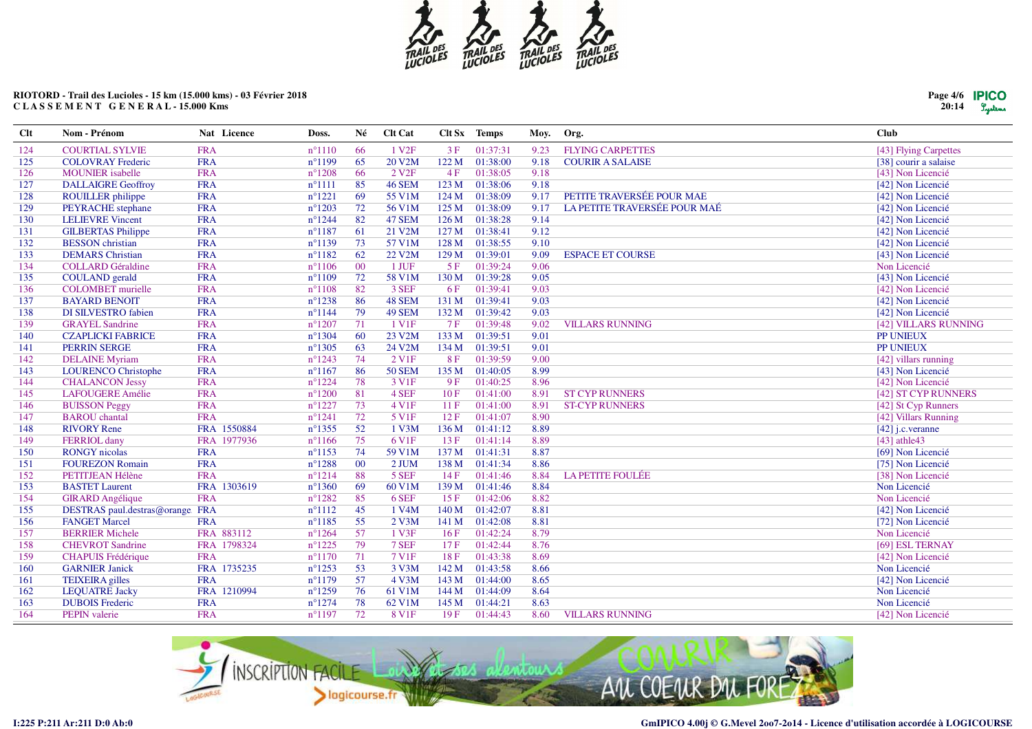RIOTORD - Trail des Lucioles - 15 km (15.000 kms) - 03 Février 2018
CLASSEMENT GENERAL - 15.000 Kms

| Clt | Nom - Prénom | Nat | Licence | Doss. | Né | Clt Cat | Clt Sx | Temps | Moy. | Org. | Club |
|---|---|---|---|---|---|---|---|---|---|---|---|
| 124 | COURTIAL SYLVIE | FRA | | n°1110 | 66 | 1 V2F | 3 F | 01:37:31 | 9.23 | FLYING CARPETTES | [43] Flying Carpettes |
| 125 | COLOVRAY Frederic | FRA | | n°1199 | 65 | 20 V2M | 122 M | 01:38:00 | 9.18 | COURIR A SALAISE | [38] courir a salaise |
| 126 | MOUNIER isabelle | FRA | | n°1208 | 66 | 2 V2F | 4 F | 01:38:05 | 9.18 | | [43] Non Licencié |
| 127 | DALLAIGRE Geoffroy | FRA | | n°1111 | 85 | 46 SEM | 123 M | 01:38:06 | 9.18 | | [42] Non Licencié |
| 128 | ROUILLER philippe | FRA | | n°1221 | 69 | 55 V1M | 124 M | 01:38:09 | 9.17 | PETITE TRAVERSÉE POUR MAE | [42] Non Licencié |
| 129 | PEYRACHE stephane | FRA | | n°1203 | 72 | 56 V1M | 125 M | 01:38:09 | 9.17 | LA PETITE TRAVERSÉE POUR MAÉ | [42] Non Licencié |
| 130 | LELIEVRE Vincent | FRA | | n°1244 | 82 | 47 SEM | 126 M | 01:38:28 | 9.14 | | [42] Non Licencié |
| 131 | GILBERTAS Philippe | FRA | | n°1187 | 61 | 21 V2M | 127 M | 01:38:41 | 9.12 | | [42] Non Licencié |
| 132 | BESSON christian | FRA | | n°1139 | 73 | 57 V1M | 128 M | 01:38:55 | 9.10 | | [42] Non Licencié |
| 133 | DEMARS Christian | FRA | | n°1182 | 62 | 22 V2M | 129 M | 01:39:01 | 9.09 | ESPACE ET COURSE | [43] Non Licencié |
| 134 | COLLARD Géraldine | FRA | | n°1106 | 00 | 1 JUF | 5 F | 01:39:24 | 9.06 | | Non Licencié |
| 135 | COULAND gerald | FRA | | n°1109 | 72 | 58 V1M | 130 M | 01:39:28 | 9.05 | | [43] Non Licencié |
| 136 | COLOMBET murielle | FRA | | n°1108 | 82 | 3 SEF | 6 F | 01:39:41 | 9.03 | | [42] Non Licencié |
| 137 | BAYARD BENOIT | FRA | | n°1238 | 86 | 48 SEM | 131 M | 01:39:41 | 9.03 | | [42] Non Licencié |
| 138 | DI SILVESTRO fabien | FRA | | n°1144 | 79 | 49 SEM | 132 M | 01:39:42 | 9.03 | | [42] Non Licencié |
| 139 | GRAYEL Sandrine | FRA | | n°1207 | 71 | 1 V1F | 7 F | 01:39:48 | 9.02 | VILLARS RUNNING | [42] VILLARS RUNNING |
| 140 | CZAPLICKI FABRICE | FRA | | n°1304 | 60 | 23 V2M | 133 M | 01:39:51 | 9.01 | | PP UNIEUX |
| 141 | PERRIN SERGE | FRA | | n°1305 | 63 | 24 V2M | 134 M | 01:39:51 | 9.01 | | PP UNIEUX |
| 142 | DELAINE Myriam | FRA | | n°1243 | 74 | 2 V1F | 8 F | 01:39:59 | 9.00 | | [42] villars running |
| 143 | LOURENCO Christophe | FRA | | n°1167 | 86 | 50 SEM | 135 M | 01:40:05 | 8.99 | | [43] Non Licencié |
| 144 | CHALANCON Jessy | FRA | | n°1224 | 78 | 3 V1F | 9 F | 01:40:25 | 8.96 | | [42] Non Licencié |
| 145 | LAFOUGERE Amélie | FRA | | n°1200 | 81 | 4 SEF | 10 F | 01:41:00 | 8.91 | ST CYP RUNNERS | [42] ST CYP RUNNERS |
| 146 | BUISSON Peggy | FRA | | n°1227 | 73 | 4 V1F | 11 F | 01:41:00 | 8.91 | ST-CYP RUNNERS | [42] St Cyp Runners |
| 147 | BAROU chantal | FRA | | n°1241 | 72 | 5 V1F | 12 F | 01:41:07 | 8.90 | | [42] Villars Running |
| 148 | RIVORY Rene | FRA | 1550884 | n°1355 | 52 | 1 V3M | 136 M | 01:41:12 | 8.89 | | [42] j.c.veranne |
| 149 | FERRIOL dany | FRA | 1977936 | n°1166 | 75 | 6 V1F | 13 F | 01:41:14 | 8.89 | | [43] athle43 |
| 150 | RONGY nicolas | FRA | | n°1153 | 74 | 59 V1M | 137 M | 01:41:31 | 8.87 | | [69] Non Licencié |
| 151 | FOUREZON Romain | FRA | | n°1288 | 00 | 2 JUM | 138 M | 01:41:34 | 8.86 | | [75] Non Licencié |
| 152 | PETITJEAN Hélène | FRA | | n°1214 | 88 | 5 SEF | 14 F | 01:41:46 | 8.84 | LA PETITE FOULÉE | [38] Non Licencié |
| 153 | BASTET Laurent | FRA | 1303619 | n°1360 | 69 | 60 V1M | 139 M | 01:41:46 | 8.84 | | Non Licencié |
| 154 | GIRARD Angélique | FRA | | n°1282 | 85 | 6 SEF | 15 F | 01:42:06 | 8.82 | | Non Licencié |
| 155 | DESTRAS paul.destras@orange | FRA | | n°1112 | 45 | 1 V4M | 140 M | 01:42:07 | 8.81 | | [42] Non Licencié |
| 156 | FANGET Marcel | FRA | | n°1185 | 55 | 2 V3M | 141 M | 01:42:08 | 8.81 | | [72] Non Licencié |
| 157 | BERRIER Michele | FRA | 883112 | n°1264 | 57 | 1 V3F | 16 F | 01:42:24 | 8.79 | | Non Licencié |
| 158 | CHEVROT Sandrine | FRA | 1798324 | n°1225 | 79 | 7 SEF | 17 F | 01:42:44 | 8.76 | | [69] ESL TERNAY |
| 159 | CHAPUIS Frédérique | FRA | | n°1170 | 71 | 7 V1F | 18 F | 01:43:38 | 8.69 | | [42] Non Licencié |
| 160 | GARNIER Janick | FRA | 1735235 | n°1253 | 53 | 3 V3M | 142 M | 01:43:58 | 8.66 | | Non Licencié |
| 161 | TEIXEIRA gilles | FRA | | n°1179 | 57 | 4 V3M | 143 M | 01:44:00 | 8.65 | | [42] Non Licencié |
| 162 | LEQUATRE Jacky | FRA | 1210994 | n°1259 | 76 | 61 V1M | 144 M | 01:44:09 | 8.64 | | Non Licencié |
| 163 | DUBOIS Frederic | FRA | | n°1274 | 78 | 62 V1M | 145 M | 01:44:21 | 8.63 | | Non Licencié |
| 164 | PEPIN valerie | FRA | | n°1197 | 72 | 8 V1F | 19 F | 01:44:43 | 8.60 | VILLARS RUNNING | [42] Non Licencié |

I:225 P:211 Ar:211 D:0 Ab:0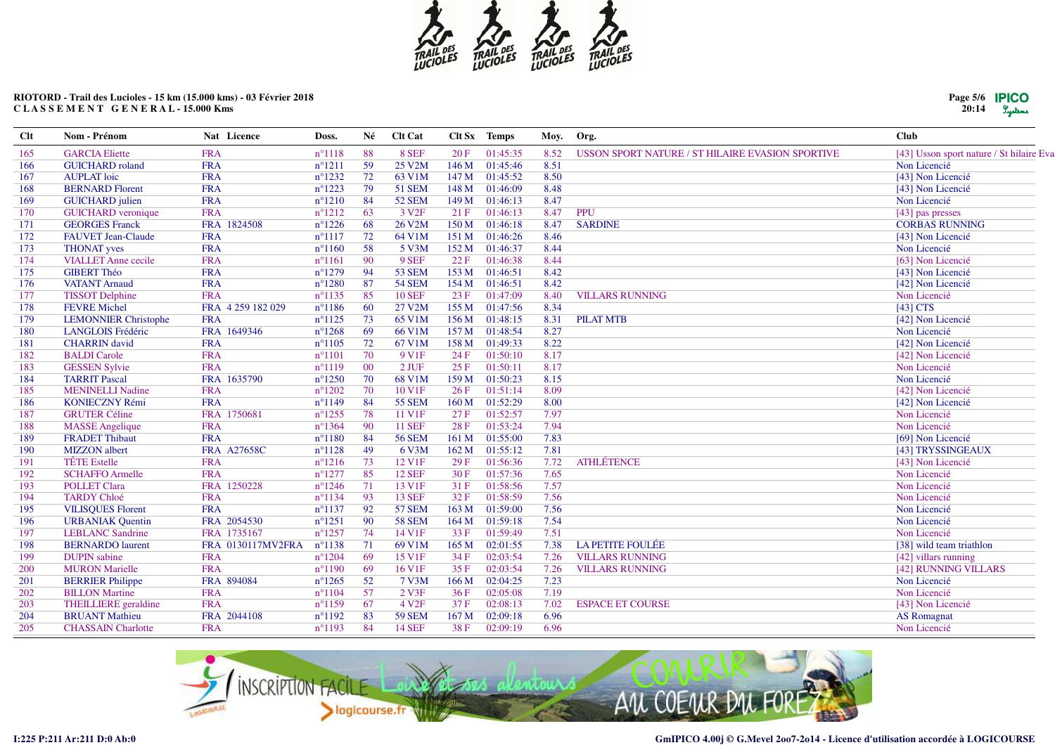RIOTORD - Trail des Lucioles - 15 km (15.000 kms) - 03 Février 2018
CLASSEMENT GENERAL - 15.000 Kms

| Clt | Nom - Prénom | Nat | Licence | Doss. | Né | Clt Cat | Clt Sx | Temps | Moy. | Org. | Club |
|---|---|---|---|---|---|---|---|---|---|---|---|
| 165 | GARCIA Eliette | FRA | | n°1118 | 88 | 8 SEF | 20 F | 01:45:35 | 8.52 | USSON SPORT NATURE / ST HILAIRE EVASION SPORTIVE | [43] Usson sport nature / St hilaire Eva |
| 166 | GUICHARD roland | FRA | | n°1211 | 59 | 25 V2M | 146 M | 01:45:46 | 8.51 | | Non Licencié |
| 167 | AUPLAT loic | FRA | | n°1232 | 72 | 63 V1M | 147 M | 01:45:52 | 8.50 | | [43] Non Licencié |
| 168 | BERNARD Florent | FRA | | n°1223 | 79 | 51 SEM | 148 M | 01:46:09 | 8.48 | | [43] Non Licencié |
| 169 | GUICHARD julien | FRA | | n°1210 | 84 | 52 SEM | 149 M | 01:46:13 | 8.47 | | Non Licencié |
| 170 | GUICHARD veronique | FRA | | n°1212 | 63 | 3 V2F | 21 F | 01:46:13 | 8.47 | PPU | [43] pas presses |
| 171 | GEORGES Franck | FRA | 1824508 | n°1226 | 68 | 26 V2M | 150 M | 01:46:18 | 8.47 | SARDINE | CORBAS RUNNING |
| 172 | FAUVET Jean-Claude | FRA | | n°1117 | 72 | 64 V1M | 151 M | 01:46:26 | 8.46 | | [43] Non Licencié |
| 173 | THONAT yves | FRA | | n°1160 | 58 | 5 V3M | 152 M | 01:46:37 | 8.44 | | Non Licencié |
| 174 | VIALLET Anne cecile | FRA | | n°1161 | 90 | 9 SEF | 22 F | 01:46:38 | 8.44 | | [63] Non Licencié |
| 175 | GIBERT Théo | FRA | | n°1279 | 94 | 53 SEM | 153 M | 01:46:51 | 8.42 | | [43] Non Licencié |
| 176 | VATANT Arnaud | FRA | | n°1280 | 87 | 54 SEM | 154 M | 01:46:51 | 8.42 | | [42] Non Licencié |
| 177 | TISSOT Delphine | FRA | | n°1135 | 85 | 10 SEF | 23 F | 01:47:09 | 8.40 | VILLARS RUNNING | Non Licencié |
| 178 | FEVRE Michel | FRA | 4 259 182 029 | n°1186 | 60 | 27 V2M | 155 M | 01:47:56 | 8.34 | | [43] CTS |
| 179 | LEMONNIER Christophe | FRA | | n°1125 | 73 | 65 V1M | 156 M | 01:48:15 | 8.31 | PILAT MTB | [42] Non Licencié |
| 180 | LANGLOIS Frédéric | FRA | 1649346 | n°1268 | 69 | 66 V1M | 157 M | 01:48:54 | 8.27 | | Non Licencié |
| 181 | CHARRIN david | FRA | | n°1105 | 72 | 67 V1M | 158 M | 01:49:33 | 8.22 | | [42] Non Licencié |
| 182 | BALDI Carole | FRA | | n°1101 | 70 | 9 V1F | 24 F | 01:50:10 | 8.17 | | [42] Non Licencié |
| 183 | GESSEN Sylvie | FRA | | n°1119 | 00 | 2 JUF | 25 F | 01:50:11 | 8.17 | | Non Licencié |
| 184 | TARRIT Pascal | FRA | 1635790 | n°1250 | 70 | 68 V1M | 159 M | 01:50:23 | 8.15 | | Non Licencié |
| 185 | MENINELLI Nadine | FRA | | n°1202 | 70 | 10 V1F | 26 F | 01:51:14 | 8.09 | | [42] Non Licencié |
| 186 | KONIECZNY Rémi | FRA | | n°1149 | 84 | 55 SEM | 160 M | 01:52:29 | 8.00 | | [42] Non Licencié |
| 187 | GRUTER Céline | FRA | 1750681 | n°1255 | 78 | 11 V1F | 27 F | 01:52:57 | 7.97 | | Non Licencié |
| 188 | MASSE Angelique | FRA | | n°1364 | 90 | 11 SEF | 28 F | 01:53:24 | 7.94 | | Non Licencié |
| 189 | FRADET Thibaut | FRA | | n°1180 | 84 | 56 SEM | 161 M | 01:55:00 | 7.83 | | [69] Non Licencié |
| 190 | MIZZON albert | FRA | A27658C | n°1128 | 49 | 6 V3M | 162 M | 01:55:12 | 7.81 | | [43] TRYSSINGEAUX |
| 191 | TÊTE Estelle | FRA | | n°1216 | 73 | 12 V1F | 29 F | 01:56:36 | 7.72 | ATHLÉTENCE | [43] Non Licencié |
| 192 | SCHAFFO Armelle | FRA | | n°1277 | 85 | 12 SEF | 30 F | 01:57:36 | 7.65 | | Non Licencié |
| 193 | POLLET Clara | FRA | 1250228 | n°1246 | 71 | 13 V1F | 31 F | 01:58:56 | 7.57 | | Non Licencié |
| 194 | TARDY Chloé | FRA | | n°1134 | 93 | 13 SEF | 32 F | 01:58:59 | 7.56 | | Non Licencié |
| 195 | VILISQUES Florent | FRA | | n°1137 | 92 | 57 SEM | 163 M | 01:59:00 | 7.56 | | Non Licencié |
| 196 | URBANIAK Quentin | FRA | 2054530 | n°1251 | 90 | 58 SEM | 164 M | 01:59:18 | 7.54 | | Non Licencié |
| 197 | LEBLANC Sandrine | FRA | 1735167 | n°1257 | 74 | 14 V1F | 33 F | 01:59:49 | 7.51 | | Non Licencié |
| 198 | BERNARDO laurent | FRA | 0130117MV2FRA | n°1138 | 71 | 69 V1M | 165 M | 02:01:55 | 7.38 | LA PETITE FOULÉE | [38] wild team triathlon |
| 199 | DUPIN sabine | FRA | | n°1204 | 69 | 15 V1F | 34 F | 02:03:54 | 7.26 | VILLARS RUNNING | [42] villars running |
| 200 | MURON Marielle | FRA | | n°1190 | 69 | 16 V1F | 35 F | 02:03:54 | 7.26 | VILLARS RUNNING | [42] RUNNING VILLARS |
| 201 | BERRIER Philippe | FRA | 894084 | n°1265 | 52 | 7 V3M | 166 M | 02:04:25 | 7.23 | | Non Licencié |
| 202 | BILLON Martine | FRA | | n°1104 | 57 | 2 V3F | 36 F | 02:05:08 | 7.19 | | Non Licencié |
| 203 | THEILLIERE geraldine | FRA | | n°1159 | 67 | 4 V2F | 37 F | 02:08:13 | 7.02 | ESPACE ET COURSE | [43] Non Licencié |
| 204 | BRUANT Mathieu | FRA | 2044108 | n°1192 | 83 | 59 SEM | 167 M | 02:09:18 | 6.96 | | AS Romagnat |
| 205 | CHASSAIN Charlotte | FRA | | n°1193 | 84 | 14 SEF | 38 F | 02:09:19 | 6.96 | | Non Licencié |

I:225 P:211 Ar:211 D:0 Ab:0

GmIPICO 4.00j © G.Mevel 2oo7-2o14 - Licence d'utilisation accordée à LOGICOURSE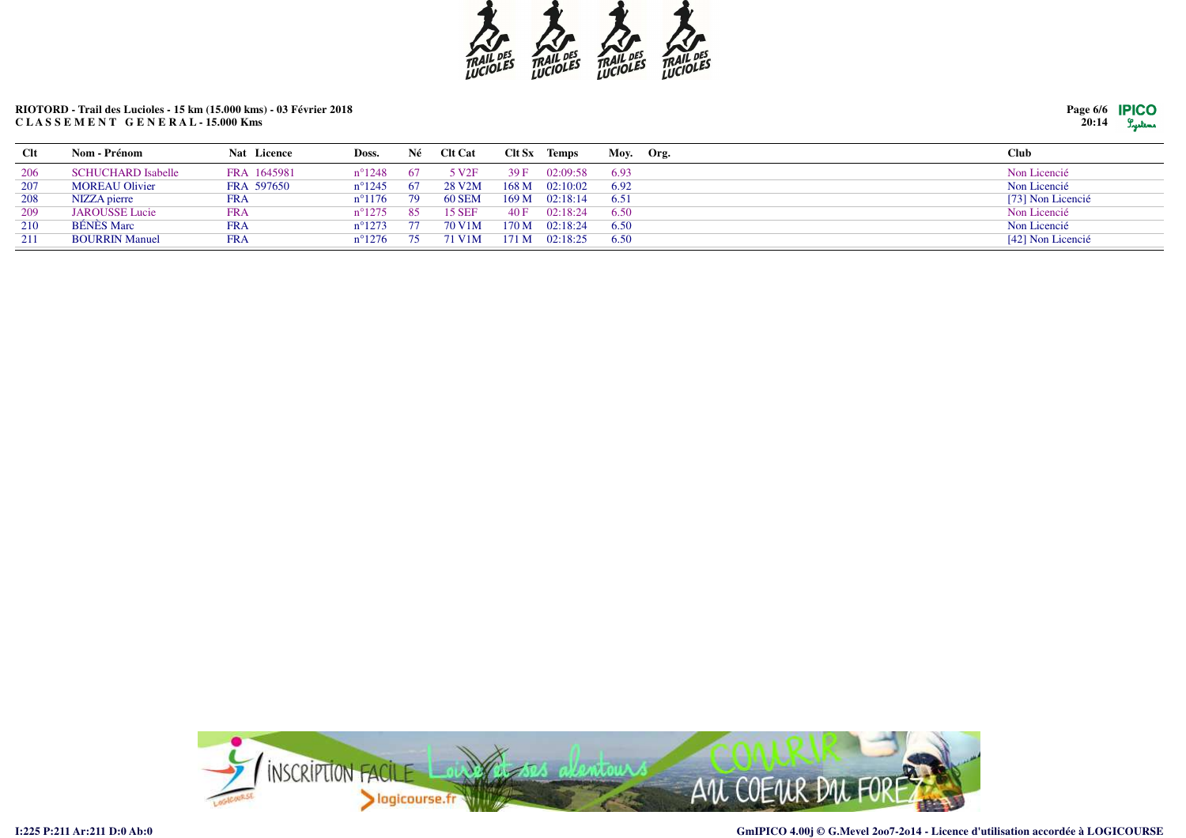RIOTORD - Trail des Lucioles - 15 km (15.000 kms) - 03 Février 2018
C L A S S E M E N T   G E N E R A L - 15.000 Kms

| Clt | Nom - Prénom | Nat | Licence | Doss. | Né | Clt Cat | Clt Sx | Temps | Moy. | Org. | Club |
|---|---|---|---|---|---|---|---|---|---|---|---|
| 206 | SCHUCHARD Isabelle | FRA | 1645981 | n°1248 | 67 | 5 V2F | 39 F | 02:09:58 | 6.93 | | Non Licencié |
| 207 | MOREAU Olivier | FRA | 597650 | n°1245 | 67 | 28 V2M | 168 M | 02:10:02 | 6.92 | | Non Licencié |
| 208 | NIZZA pierre | FRA | | n°1176 | 79 | 60 SEM | 169 M | 02:18:14 | 6.51 | | [73] Non Licencié |
| 209 | JAROUSSE Lucie | FRA | | n°1275 | 85 | 15 SEF | 40 F | 02:18:24 | 6.50 | | Non Licencié |
| 210 | BÉNÈS Marc | FRA | | n°1273 | 77 | 70 V1M | 170 M | 02:18:24 | 6.50 | | Non Licencié |
| 211 | BOURRIN Manuel | FRA | | n°1276 | 75 | 71 V1M | 171 M | 02:18:25 | 6.50 | | [42] Non Licencié |

I:225 P:211 Ar:211 D:0 Ab:0

GmIPICO 4.00j © G.Mevel 2oo7-2o14 - Licence d'utilisation accordée à LOGICOURSE